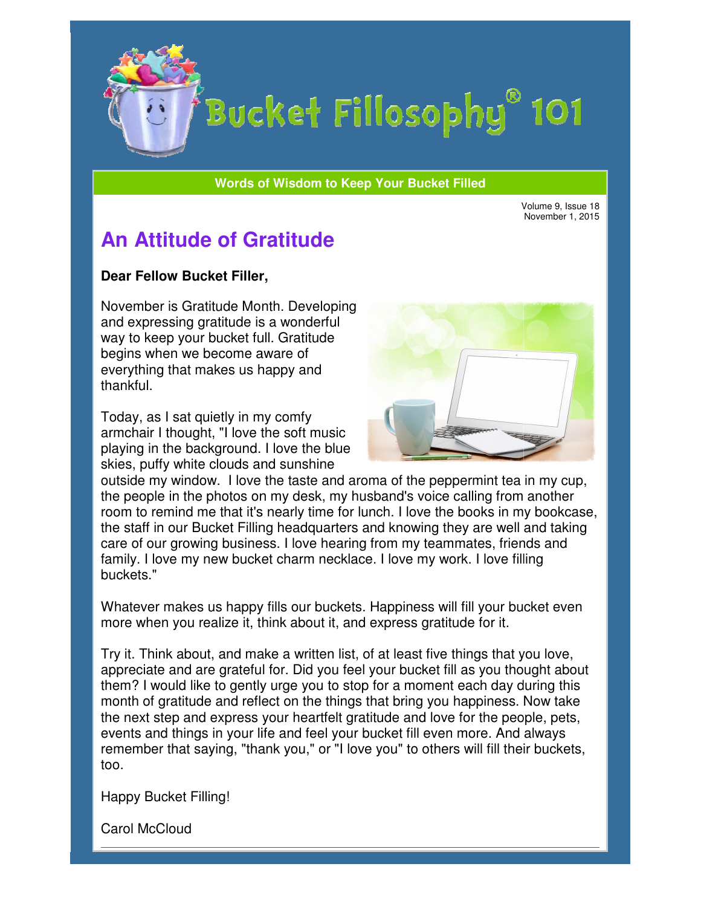# Bucket Fillosophy® 101

**Words of Wisdom to Keep Your Bucket Filled**

Volume 9, Issue 18
November 1, 2015

## An Attitude of Gratitude

**Dear Fellow Bucket Filler,**

November is Gratitude Month. Developing and expressing gratitude is a wonderful way to keep your bucket full. Gratitude begins when we become aware of everything that makes us happy and thankful.

Today, as I sat quietly in my comfy armchair I thought, "I love the soft music playing in the background. I love the blue skies, puffy white clouds and sunshine outside my window. I love the taste and aroma of the peppermint tea in my cup, the people in the photos on my desk, my husband's voice calling from another room to remind me that it's nearly time for lunch. I love the books in my bookcase, the staff in our Bucket Filling headquarters and knowing they are well and taking care of our growing business. I love hearing from my teammates, friends and family. I love my new bucket charm necklace. I love my work. I love filling buckets."

Whatever makes us happy fills our buckets. Happiness will fill your bucket even more when you realize it, think about it, and express gratitude for it.

Try it. Think about, and make a written list, of at least five things that you love, appreciate and are grateful for. Did you feel your bucket fill as you thought about them? I would like to gently urge you to stop for a moment each day during this month of gratitude and reflect on the things that bring you happiness. Now take the next step and express your heartfelt gratitude and love for the people, pets, events and things in your life and feel your bucket fill even more. And always remember that saying, "thank you," or "I love you" to others will fill their buckets, too.

Happy Bucket Filling!

Carol McCloud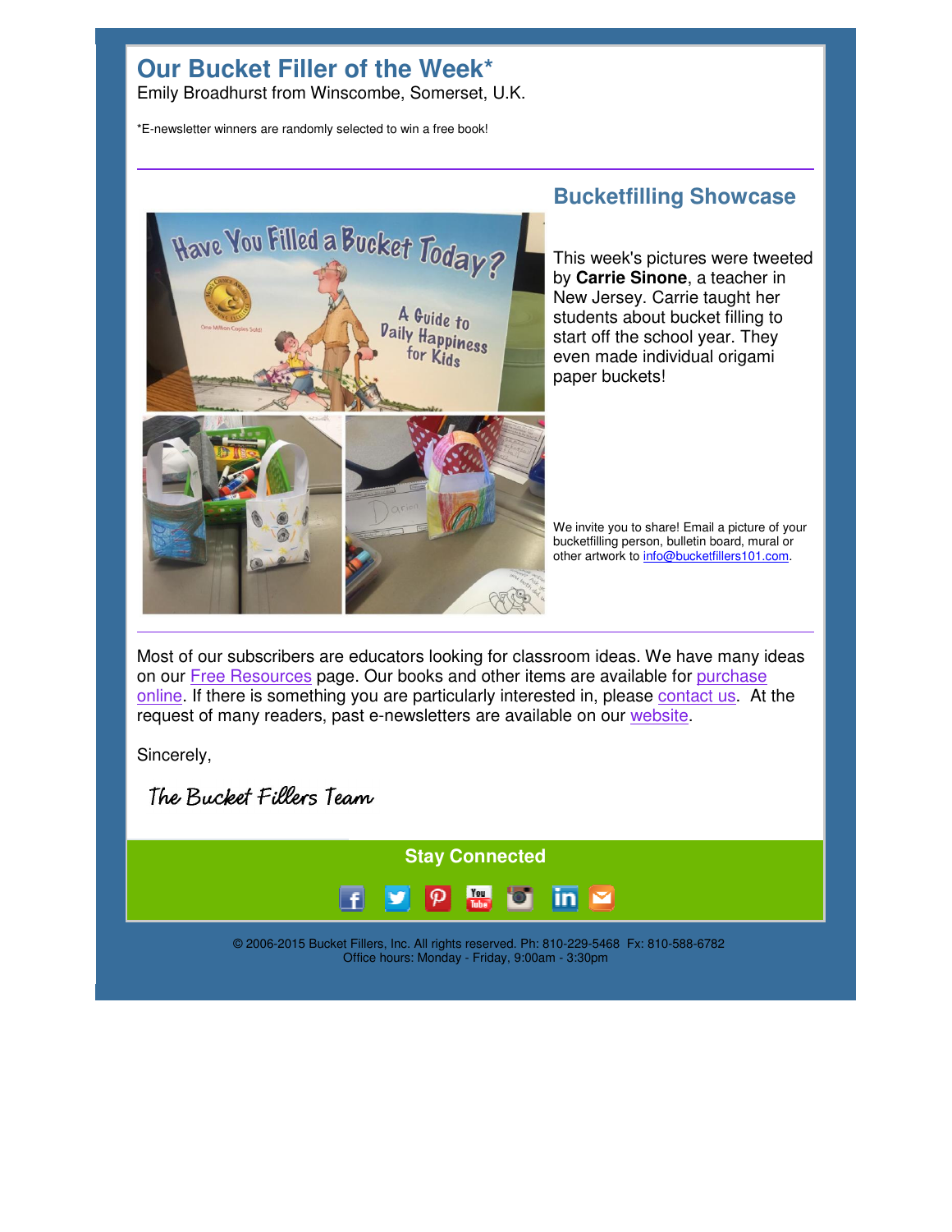## Our Bucket Filler of the Week*

Emily Broadhurst from Winscombe, Somerset, U.K.

*E-newsletter winners are randomly selected to win a free book!

---

## Bucketfilling Showcase

This week's pictures were tweeted by **Carrie Sinone**, a teacher in New Jersey. Carrie taught her students about bucket filling to start off the school year. They even made individual origami paper buckets!

We invite you to share! Email a picture of your bucketfilling person, bulletin board, mural or other artwork to info@bucketfillers101.com.

---

Most of our subscribers are educators looking for classroom ideas. We have many ideas on our Free Resources page. Our books and other items are available for purchase online. If there is something you are particularly interested in, please contact us. At the request of many readers, past e-newsletters are available on our website.

Sincerely,

*The Bucket Fillers Team*

**Stay Connected**

© 2006-2015 Bucket Fillers, Inc. All rights reserved. Ph: 810-229-5468 Fx: 810-588-6782
Office hours: Monday - Friday, 9:00am - 3:30pm